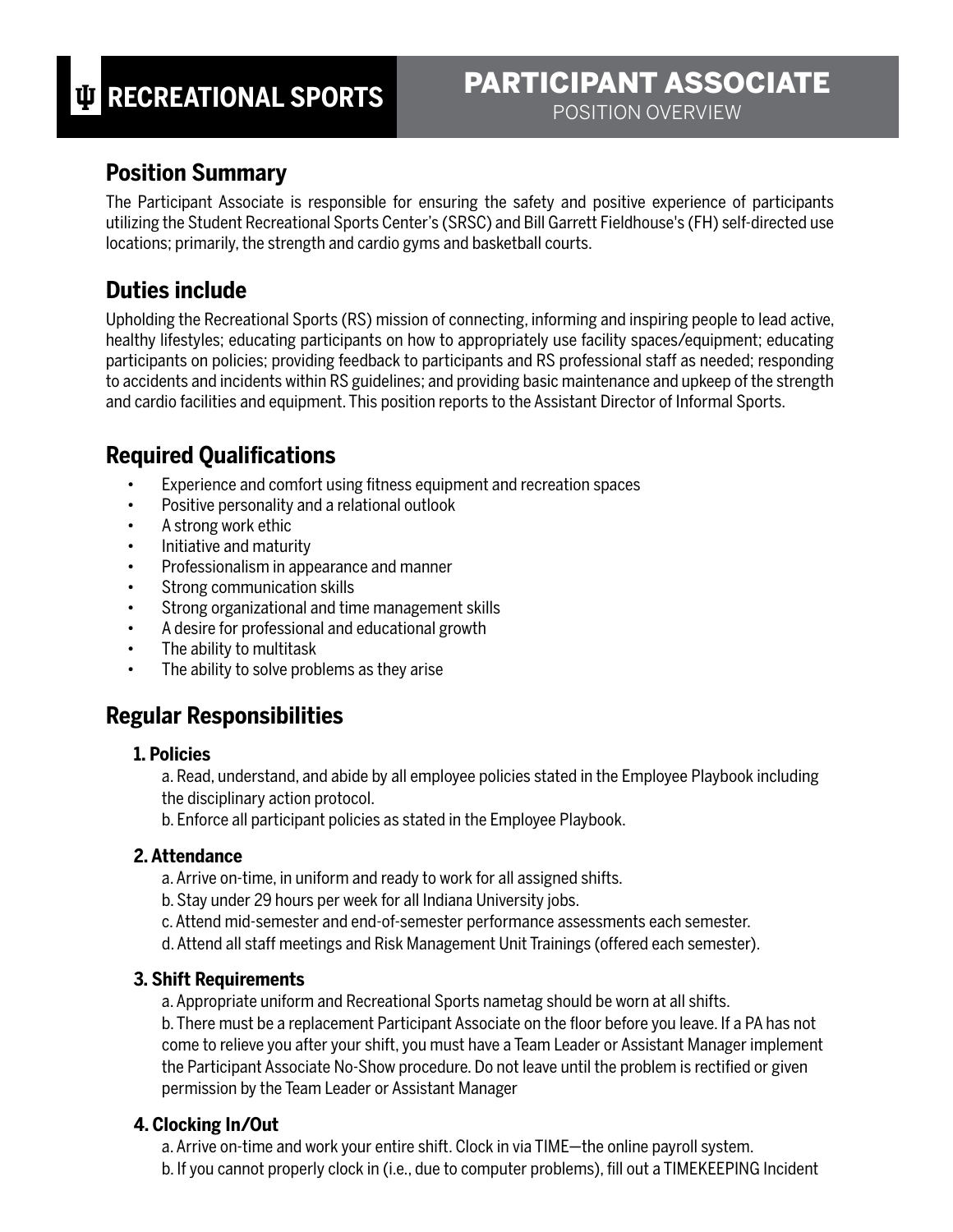# RECREATIONAL SPORTS

# PARTICIPANT ASSOCIATE

POSITION OVERVIEW

## Position Summary

The Participant Associate is responsible for ensuring the safety and positive experience of participants utilizing the Student Recreational Sports Center's (SRSC) and Bill Garrett Fieldhouse's (FH) self-directed use locations; primarily, the strength and cardio gyms and basketball courts.

## Duties include

Upholding the Recreational Sports (RS) mission of connecting, informing and inspiring people to lead active, healthy lifestyles; educating participants on how to appropriately use facility spaces/equipment; educating participants on policies; providing feedback to participants and RS professional staff as needed; responding to accidents and incidents within RS guidelines; and providing basic maintenance and upkeep of the strength and cardio facilities and equipment. This position reports to the Assistant Director of Informal Sports.

## Required Qualifications

- Experience and comfort using fitness equipment and recreation spaces
- Positive personality and a relational outlook
- A strong work ethic
- Initiative and maturity
- Professionalism in appearance and manner
- Strong communication skills
- Strong organizational and time management skills
- A desire for professional and educational growth
- The ability to multitask
- The ability to solve problems as they arise

## Regular Responsibilities

### 1. Policies

a. Read, understand, and abide by all employee policies stated in the Employee Playbook including the disciplinary action protocol.

b. Enforce all participant policies as stated in the Employee Playbook.

### 2. Attendance

a. Arrive on-time, in uniform and ready to work for all assigned shifts.

b. Stay under 29 hours per week for all Indiana University jobs.

c. Attend mid-semester and end-of-semester performance assessments each semester.

d. Attend all staff meetings and Risk Management Unit Trainings (offered each semester).

### 3. Shift Requirements

a. Appropriate uniform and Recreational Sports nametag should be worn at all shifts.

b. There must be a replacement Participant Associate on the floor before you leave. If a PA has not come to relieve you after your shift, you must have a Team Leader or Assistant Manager implement the Participant Associate No-Show procedure. Do not leave until the problem is rectified or given permission by the Team Leader or Assistant Manager

### 4. Clocking In/Out

a. Arrive on-time and work your entire shift. Clock in via TIME—the online payroll system.

b. If you cannot properly clock in (i.e., due to computer problems), fill out a TIMEKEEPING Incident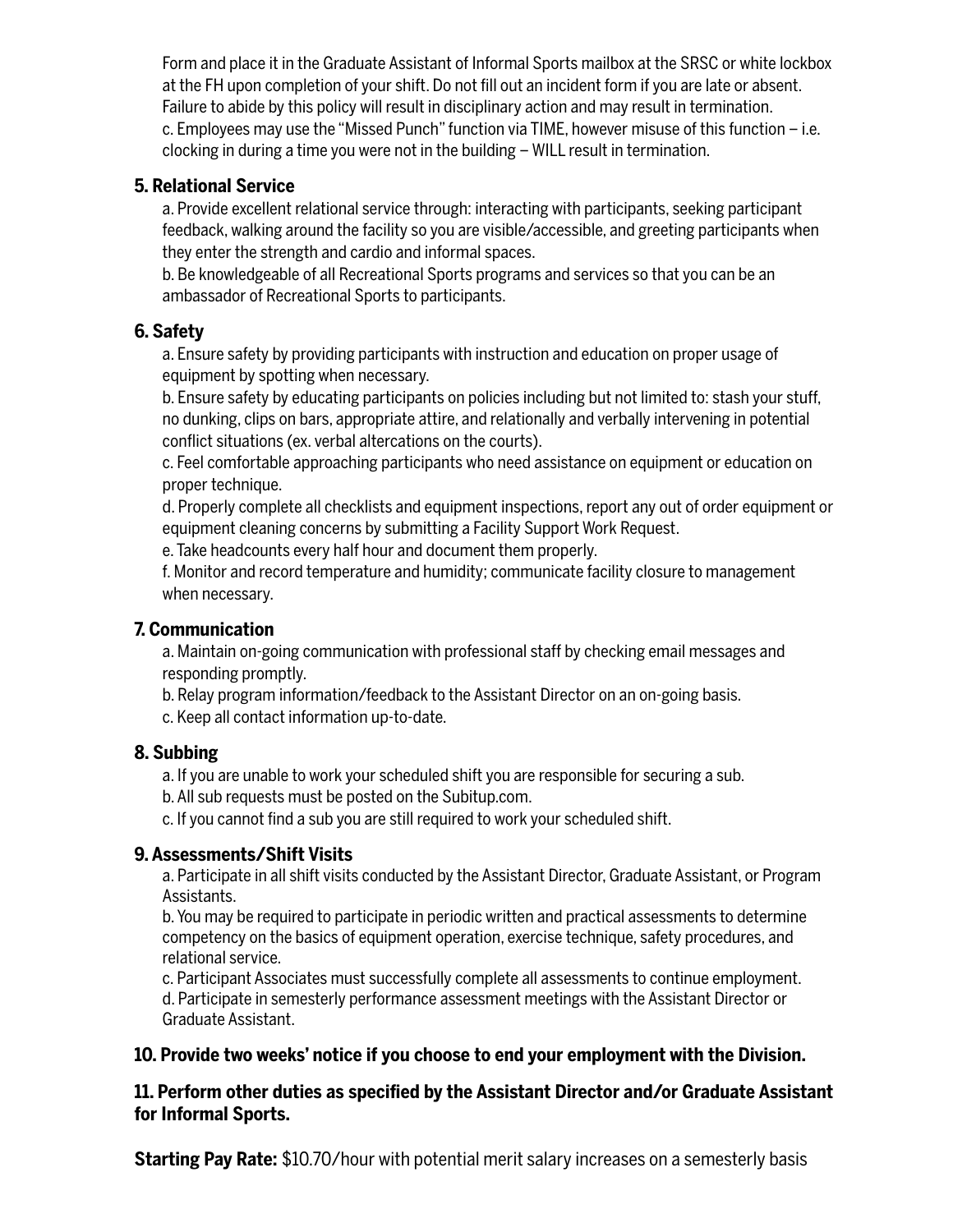Form and place it in the Graduate Assistant of Informal Sports mailbox at the SRSC or white lockbox at the FH upon completion of your shift. Do not fill out an incident form if you are late or absent. Failure to abide by this policy will result in disciplinary action and may result in termination.
c. Employees may use the "Missed Punch" function via TIME, however misuse of this function – i.e. clocking in during a time you were not in the building – WILL result in termination.

### 5. Relational Service

a. Provide excellent relational service through: interacting with participants, seeking participant feedback, walking around the facility so you are visible/accessible, and greeting participants when they enter the strength and cardio and informal spaces.
b. Be knowledgeable of all Recreational Sports programs and services so that you can be an ambassador of Recreational Sports to participants.

### 6. Safety

a. Ensure safety by providing participants with instruction and education on proper usage of equipment by spotting when necessary.
b. Ensure safety by educating participants on policies including but not limited to: stash your stuff, no dunking, clips on bars, appropriate attire, and relationally and verbally intervening in potential conflict situations (ex. verbal altercations on the courts).
c. Feel comfortable approaching participants who need assistance on equipment or education on proper technique.
d. Properly complete all checklists and equipment inspections, report any out of order equipment or equipment cleaning concerns by submitting a Facility Support Work Request.
e. Take headcounts every half hour and document them properly.
f. Monitor and record temperature and humidity; communicate facility closure to management when necessary.

### 7. Communication

a. Maintain on-going communication with professional staff by checking email messages and responding promptly.
b. Relay program information/feedback to the Assistant Director on an on-going basis.
c. Keep all contact information up-to-date.

### 8. Subbing

a. If you are unable to work your scheduled shift you are responsible for securing a sub.
b. All sub requests must be posted on the Subitup.com.
c. If you cannot find a sub you are still required to work your scheduled shift.

### 9. Assessments/Shift Visits

a. Participate in all shift visits conducted by the Assistant Director, Graduate Assistant, or Program Assistants.
b. You may be required to participate in periodic written and practical assessments to determine competency on the basics of equipment operation, exercise technique, safety procedures, and relational service.
c. Participant Associates must successfully complete all assessments to continue employment.
d. Participate in semesterly performance assessment meetings with the Assistant Director or Graduate Assistant.

### 10. Provide two weeks' notice if you choose to end your employment with the Division.

### 11. Perform other duties as specified by the Assistant Director and/or Graduate Assistant for Informal Sports.

**Starting Pay Rate:** $10.70/hour with potential merit salary increases on a semesterly basis